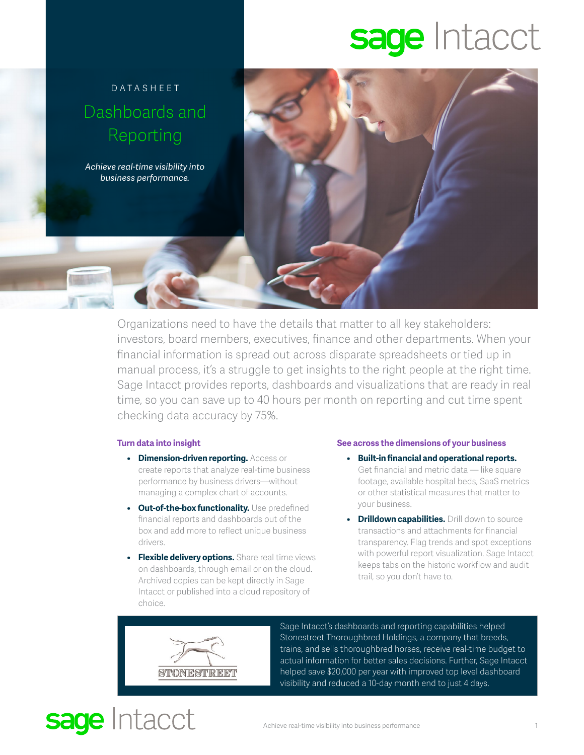DATASHEET

# Dashboards and Reporting

*Achieve real-time visibility into business performance.*

Organizations need to have the details that matter to all key stakeholders: investors, board members, executives, finance and other departments. When your financial information is spread out across disparate spreadsheets or tied up in manual process, it's a struggle to get insights to the right people at the right time. Sage Intacct provides reports, dashboards and visualizations that are ready in real time, so you can save up to 40 hours per month on reporting and cut time spent checking data accuracy by 75%.

### Turn data into insight

- **Dimension-driven reporting.** Access or create reports that analyze real-time business performance by business drivers—without managing a complex chart of accounts.
- **Out-of-the-box functionality.** Use predefined financial reports and dashboards out of the box and add more to reflect unique business drivers.
- **Flexible delivery options.** Share real time views on dashboards, through email or on the cloud. Archived copies can be kept directly in Sage Intacct or published into a cloud repository of choice.

### See across the dimensions of your business

- **Built-in financial and operational reports.** Get financial and metric data — like square footage, available hospital beds, SaaS metrics or other statistical measures that matter to your business.
- **Drilldown capabilities.** Drill down to source transactions and attachments for financial transparency. Flag trends and spot exceptions with powerful report visualization. Sage Intacct keeps tabs on the historic workflow and audit trail, so you don't have to.

STONESTREET

Sage Intacct's dashboards and reporting capabilities helped Stonestreet Thoroughbred Holdings, a company that breeds, trains, and sells thoroughbred horses, receive real-time budget to actual information for better sales decisions. Further, Sage Intacct helped save $20,000 per year with improved top level dashboard visibility and reduced a 10-day month end to just 4 days.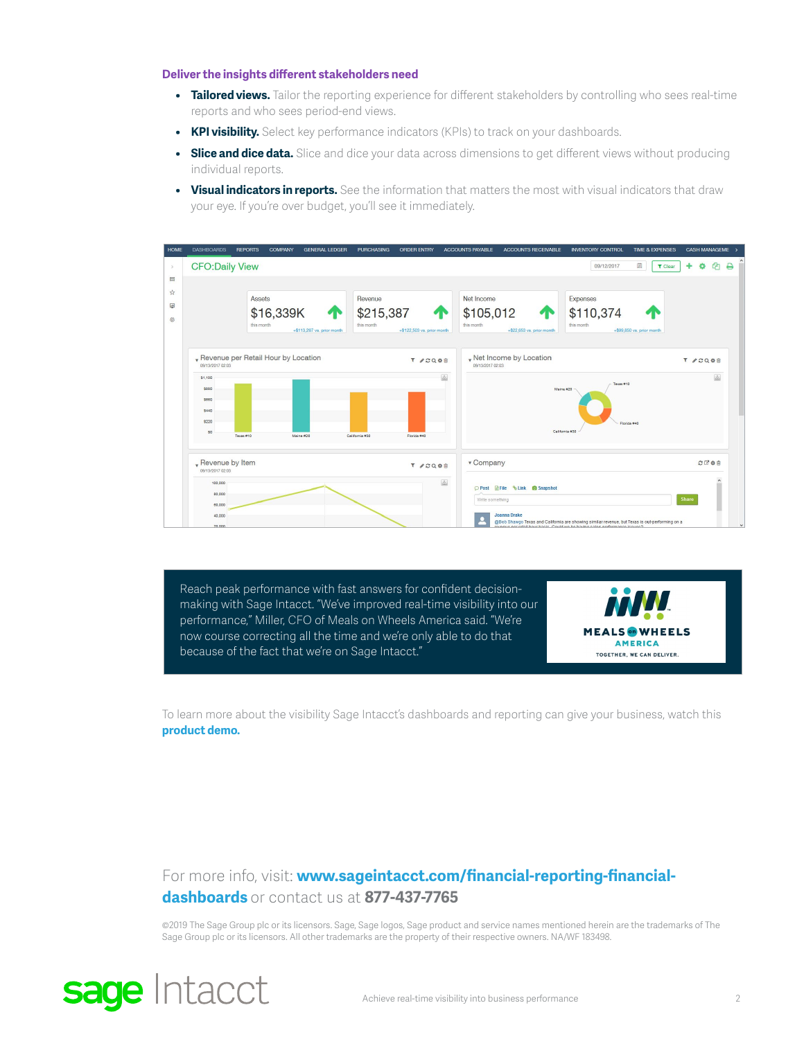### Deliver the insights different stakeholders need

- **Tailored views.** Tailor the reporting experience for different stakeholders by controlling who sees real-time reports and who sees period-end views.
- **KPI visibility.** Select key performance indicators (KPIs) to track on your dashboards.
- **Slice and dice data.** Slice and dice your data across dimensions to get different views without producing individual reports.
- **Visual indicators in reports.** See the information that matters the most with visual indicators that draw your eye. If you're over budget, you'll see it immediately.

Reach peak performance with fast answers for confident decision-making with Sage Intacct. "We've improved real-time visibility into our performance," Miller, CFO of Meals on Wheels America said. "We're now course correcting all the time and we're only able to do that because of the fact that we're on Sage Intacct."

MEALS ON WHEELS AMERICA

TOGETHER, WE CAN DELIVER.

To learn more about the visibility Sage Intacct's dashboards and reporting can give your business, watch this **product demo.**

For more info, visit: **www.sageintacct.com/financial-reporting-financial-dashboards** or contact us at **877-437-7765**

©2019 The Sage Group plc or its licensors. Sage, Sage logos, Sage product and service names mentioned herein are the trademarks of The Sage Group plc or its licensors. All other trademarks are the property of their respective owners. NA/WF 183498.

sage Intacct

Achieve real-time visibility into business performance